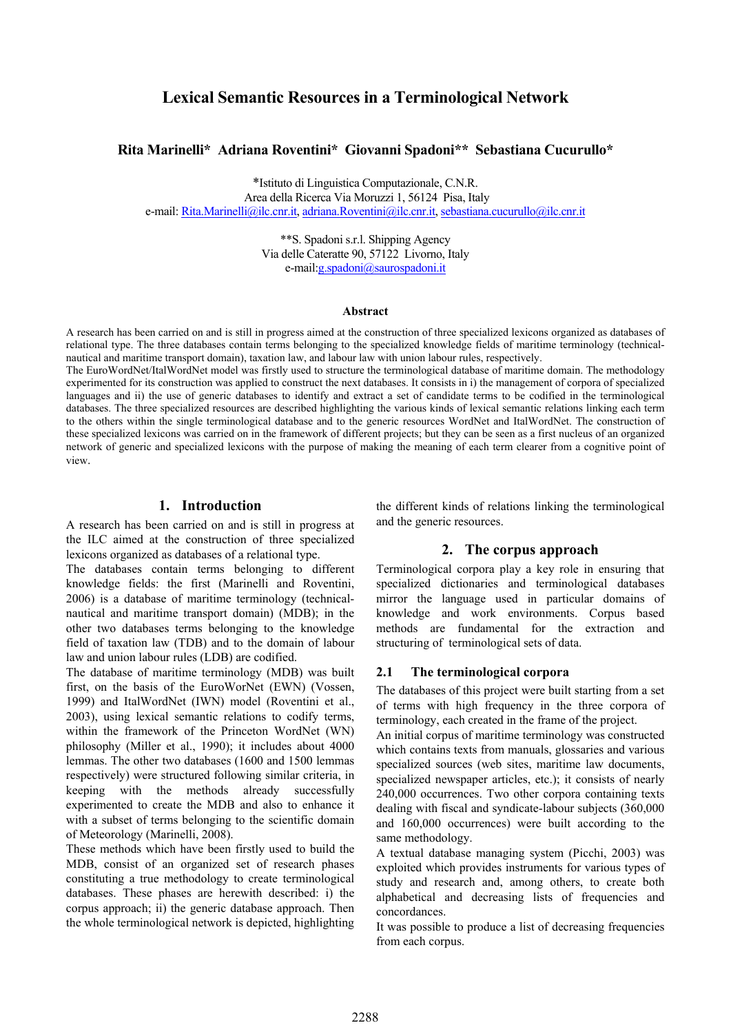# Lexical Semantic Resources in a Terminological Network

**Rita Marinelli\* Adriana Roventini\* Giovanni Spadoni\*\* Sebastiana Cucurullo\***

\*Istituto di Linguistica Computazionale, C.N.R.
Area della Ricerca Via Moruzzi 1, 56124 Pisa, Italy
e-mail: Rita.Marinelli@ilc.cnr.it, adriana.Roventini@ilc.cnr.it, sebastiana.cucurullo@ilc.cnr.it

\*\*S. Spadoni s.r.l. Shipping Agency
Via delle Cateratte 90, 57122 Livorno, Italy
e-mail:g.spadoni@saurospadoni.it

## Abstract

A research has been carried on and is still in progress aimed at the construction of three specialized lexicons organized as databases of relational type. The three databases contain terms belonging to the specialized knowledge fields of maritime terminology (technical-nautical and maritime transport domain), taxation law, and labour law with union labour rules, respectively.

The EuroWordNet/ItalWordNet model was firstly used to structure the terminological database of maritime domain. The methodology experimented for its construction was applied to construct the next databases. It consists in i) the management of corpora of specialized languages and ii) the use of generic databases to identify and extract a set of candidate terms to be codified in the terminological databases. The three specialized resources are described highlighting the various kinds of lexical semantic relations linking each term to the others within the single terminological database and to the generic resources WordNet and ItalWordNet. The construction of these specialized lexicons was carried on in the framework of different projects; but they can be seen as a first nucleus of an organized network of generic and specialized lexicons with the purpose of making the meaning of each term clearer from a cognitive point of view.

## 1. Introduction

A research has been carried on and is still in progress at the ILC aimed at the construction of three specialized lexicons organized as databases of a relational type.

The databases contain terms belonging to different knowledge fields: the first (Marinelli and Roventini, 2006) is a database of maritime terminology (technical-nautical and maritime transport domain) (MDB); in the other two databases terms belonging to the knowledge field of taxation law (TDB) and to the domain of labour law and union labour rules (LDB) are codified.

The database of maritime terminology (MDB) was built first, on the basis of the EuroWorNet (EWN) (Vossen, 1999) and ItalWordNet (IWN) model (Roventini et al., 2003), using lexical semantic relations to codify terms, within the framework of the Princeton WordNet (WN) philosophy (Miller et al., 1990); it includes about 4000 lemmas. The other two databases (1600 and 1500 lemmas respectively) were structured following similar criteria, in keeping with the methods already successfully experimented to create the MDB and also to enhance it with a subset of terms belonging to the scientific domain of Meteorology (Marinelli, 2008).

These methods which have been firstly used to build the MDB, consist of an organized set of research phases constituting a true methodology to create terminological databases. These phases are herewith described: i) the corpus approach; ii) the generic database approach. Then the whole terminological network is depicted, highlighting the different kinds of relations linking the terminological and the generic resources.

## 2. The corpus approach

Terminological corpora play a key role in ensuring that specialized dictionaries and terminological databases mirror the language used in particular domains of knowledge and work environments. Corpus based methods are fundamental for the extraction and structuring of terminological sets of data.

### 2.1 The terminological corpora

The databases of this project were built starting from a set of terms with high frequency in the three corpora of terminology, each created in the frame of the project.

An initial corpus of maritime terminology was constructed which contains texts from manuals, glossaries and various specialized sources (web sites, maritime law documents, specialized newspaper articles, etc.); it consists of nearly 240,000 occurrences. Two other corpora containing texts dealing with fiscal and syndicate-labour subjects (360,000 and 160,000 occurrences) were built according to the same methodology.

A textual database managing system (Picchi, 2003) was exploited which provides instruments for various types of study and research and, among others, to create both alphabetical and decreasing lists of frequencies and concordances.

It was possible to produce a list of decreasing frequencies from each corpus.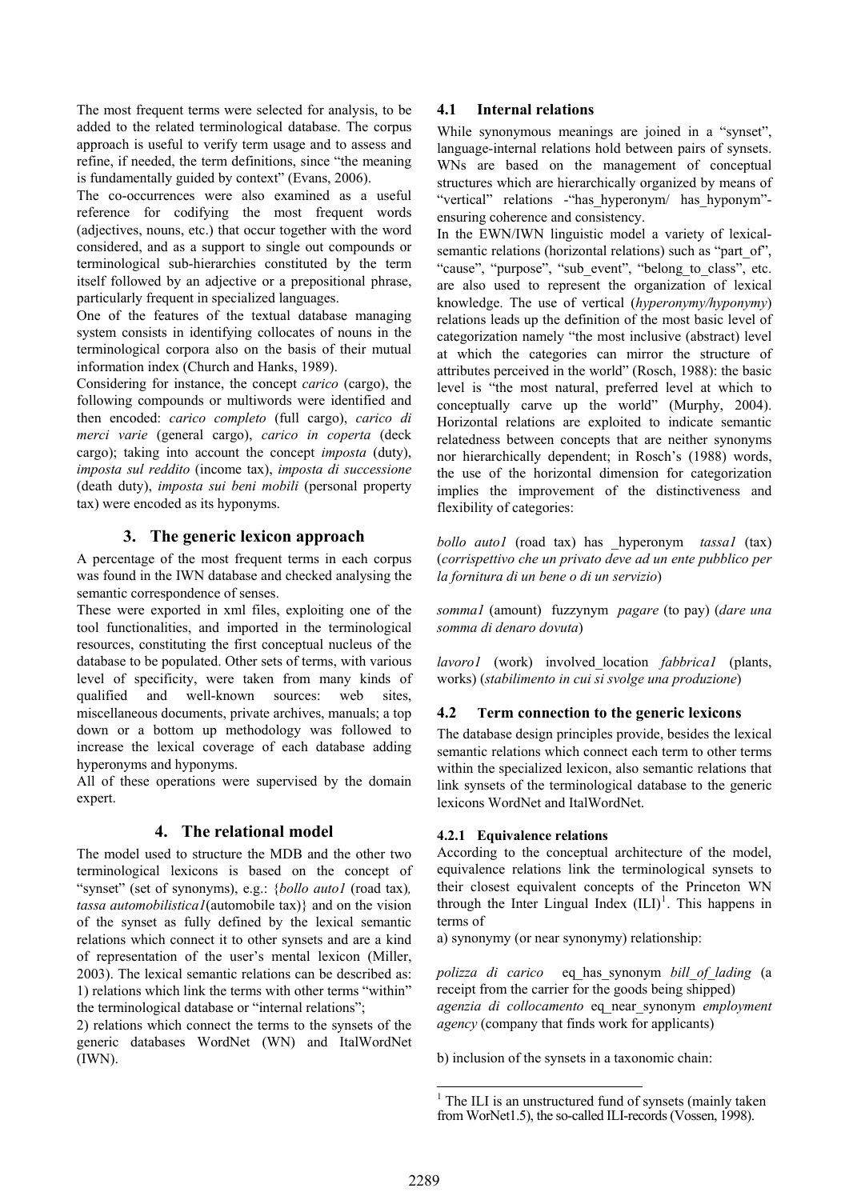The most frequent terms were selected for analysis, to be added to the related terminological database. The corpus approach is useful to verify term usage and to assess and refine, if needed, the term definitions, since "the meaning is fundamentally guided by context" (Evans, 2006).

The co-occurrences were also examined as a useful reference for codifying the most frequent words (adjectives, nouns, etc.) that occur together with the word considered, and as a support to single out compounds or terminological sub-hierarchies constituted by the term itself followed by an adjective or a prepositional phrase, particularly frequent in specialized languages.

One of the features of the textual database managing system consists in identifying collocates of nouns in the terminological corpora also on the basis of their mutual information index (Church and Hanks, 1989).

Considering for instance, the concept *carico* (cargo), the following compounds or multiwords were identified and then encoded: *carico completo* (full cargo), *carico di merci varie* (general cargo), *carico in coperta* (deck cargo); taking into account the concept *imposta* (duty), *imposta sul reddito* (income tax), *imposta di successione* (death duty), *imposta sui beni mobili* (personal property tax) were encoded as its hyponyms.

## 3. The generic lexicon approach

A percentage of the most frequent terms in each corpus was found in the IWN database and checked analysing the semantic correspondence of senses.

These were exported in xml files, exploiting one of the tool functionalities, and imported in the terminological resources, constituting the first conceptual nucleus of the database to be populated. Other sets of terms, with various level of specificity, were taken from many kinds of qualified and well-known sources: web sites, miscellaneous documents, private archives, manuals; a top down or a bottom up methodology was followed to increase the lexical coverage of each database adding hyperonyms and hyponyms.

All of these operations were supervised by the domain expert.

## 4. The relational model

The model used to structure the MDB and the other two terminological lexicons is based on the concept of "synset" (set of synonyms), e.g.: {*bollo auto1* (road tax), *tassa automobilistica1*(automobile tax)} and on the vision of the synset as fully defined by the lexical semantic relations which connect it to other synsets and are a kind of representation of the user's mental lexicon (Miller, 2003). The lexical semantic relations can be described as:

1) relations which link the terms with other terms "within" the terminological database or "internal relations";

2) relations which connect the terms to the synsets of the generic databases WordNet (WN) and ItalWordNet (IWN).

### 4.1 Internal relations

While synonymous meanings are joined in a "synset", language-internal relations hold between pairs of synsets. WNs are based on the management of conceptual structures which are hierarchically organized by means of "vertical" relations -"has_hyperonym/ has_hyponym"- ensuring coherence and consistency.

In the EWN/IWN linguistic model a variety of lexical-semantic relations (horizontal relations) such as "part_of", "cause", "purpose", "sub_event", "belong_to_class", etc. are also used to represent the organization of lexical knowledge. The use of vertical (*hyperonymy/hyponymy*) relations leads up the definition of the most basic level of categorization namely "the most inclusive (abstract) level at which the categories can mirror the structure of attributes perceived in the world" (Rosch, 1988): the basic level is "the most natural, preferred level at which to conceptually carve up the world" (Murphy, 2004). Horizontal relations are exploited to indicate semantic relatedness between concepts that are neither synonyms nor hierarchically dependent; in Rosch's (1988) words, the use of the horizontal dimension for categorization implies the improvement of the distinctiveness and flexibility of categories:

*bollo auto1* (road tax) has _hyperonym *tassa1* (tax) (*corrispettivo che un privato deve ad un ente pubblico per la fornitura di un bene o di un servizio*)

*somma1* (amount) fuzzynym *pagare* (to pay) (*dare una somma di denaro dovuta*)

*lavoro1* (work) involved_location *fabbrica1* (plants, works) (*stabilimento in cui si svolge una produzione*)

### 4.2 Term connection to the generic lexicons

The database design principles provide, besides the lexical semantic relations which connect each term to other terms within the specialized lexicon, also semantic relations that link synsets of the terminological database to the generic lexicons WordNet and ItalWordNet.

#### 4.2.1 Equivalence relations

According to the conceptual architecture of the model, equivalence relations link the terminological synsets to their closest equivalent concepts of the Princeton WN through the Inter Lingual Index (ILI)[1]. This happens in terms of

a) synonymy (or near synonymy) relationship:

*polizza di carico* eq_has_synonym *bill_of_lading* (a receipt from the carrier for the goods being shipped)
*agenzia di collocamento* eq_near_synonym *employment agency* (company that finds work for applicants)

b) inclusion of the synsets in a taxonomic chain:

[1] The ILI is an unstructured fund of synsets (mainly taken from WorNet1.5), the so-called ILI-records (Vossen, 1998).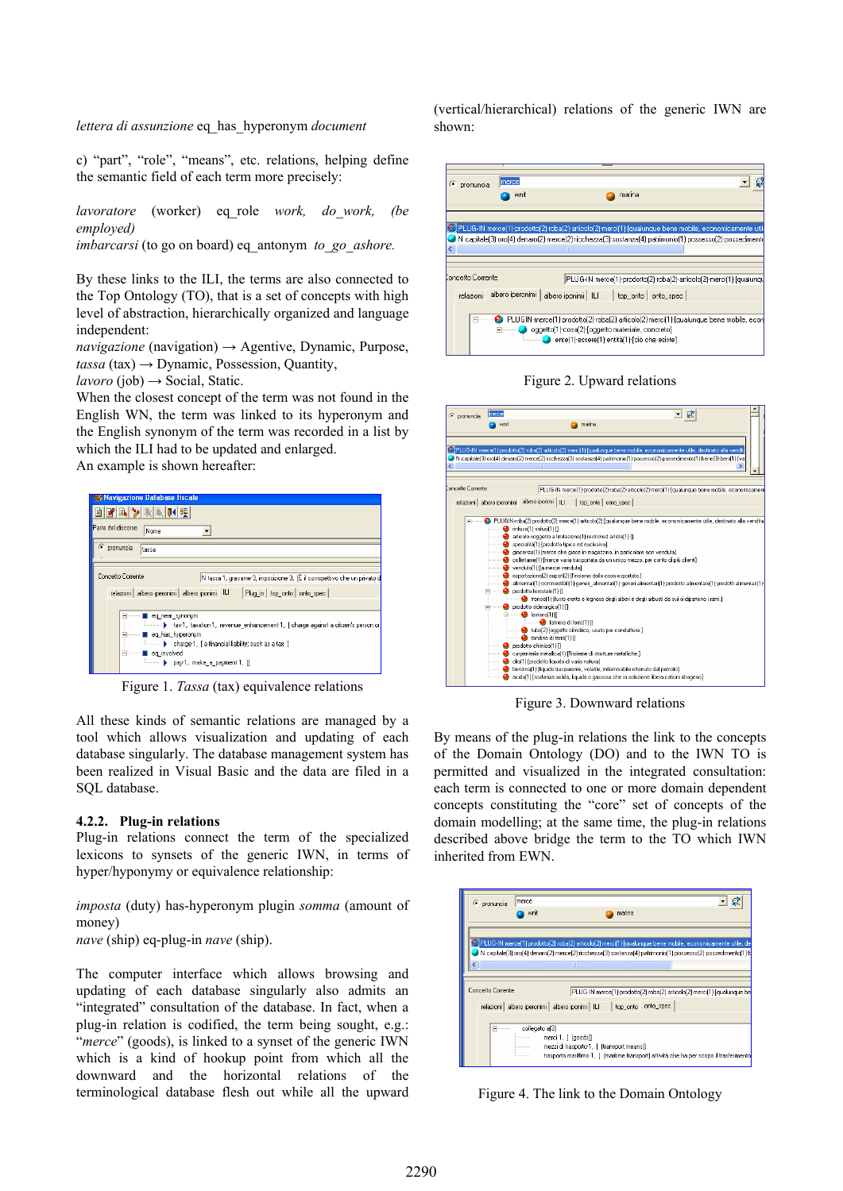*lettera di assunzione* eq_has_hyperonym *document*

c) "part", "role", "means", etc. relations, helping define the semantic field of each term more precisely:

*lavoratore* (worker) eq_role *work, do_work, (be employed)*
*imbarcarsi* (to go on board) eq_antonym *to_go_ashore.*

By these links to the ILI, the terms are also connected to the Top Ontology (TO), that is a set of concepts with high level of abstraction, hierarchically organized and language independent:
*navigazione* (navigation) → Agentive, Dynamic, Purpose,
*tassa* (tax) → Dynamic, Possession, Quantity,
*lavoro* (job) → Social, Static.
When the closest concept of the term was not found in the English WN, the term was linked to its hyperonym and the English synonym of the term was recorded in a list by which the ILI had to be updated and enlarged.
An example is shown hereafter:

Figure 1. *Tassa* (tax) equivalence relations

All these kinds of semantic relations are managed by a tool which allows visualization and updating of each database singularly. The database management system has been realized in Visual Basic and the data are filed in a SQL database.

### 4.2.2. Plug-in relations

Plug-in relations connect the term of the specialized lexicons to synsets of the generic IWN, in terms of hyper/hyponymy or equivalence relationship:

*imposta* (duty) has-hyperonym plugin *somma* (amount of money)
*nave* (ship) eq-plug-in *nave* (ship).

The computer interface which allows browsing and updating of each database singularly also admits an "integrated" consultation of the database. In fact, when a plug-in relation is codified, the term being sought, e.g.: "*merce*" (goods), is linked to a synset of the generic IWN which is a kind of hookup point from which all the downward and the horizontal relations of the terminological database flesh out while all the upward (vertical/hierarchical) relations of the generic IWN are shown:

Figure 2. Upward relations

Figure 3. Downward relations

By means of the plug-in relations the link to the concepts of the Domain Ontology (DO) and to the IWN TO is permitted and visualized in the integrated consultation: each term is connected to one or more domain dependent concepts constituting the "core" set of concepts of the domain modelling; at the same time, the plug-in relations described above bridge the term to the TO which IWN inherited from EWN.

Figure 4. The link to the Domain Ontology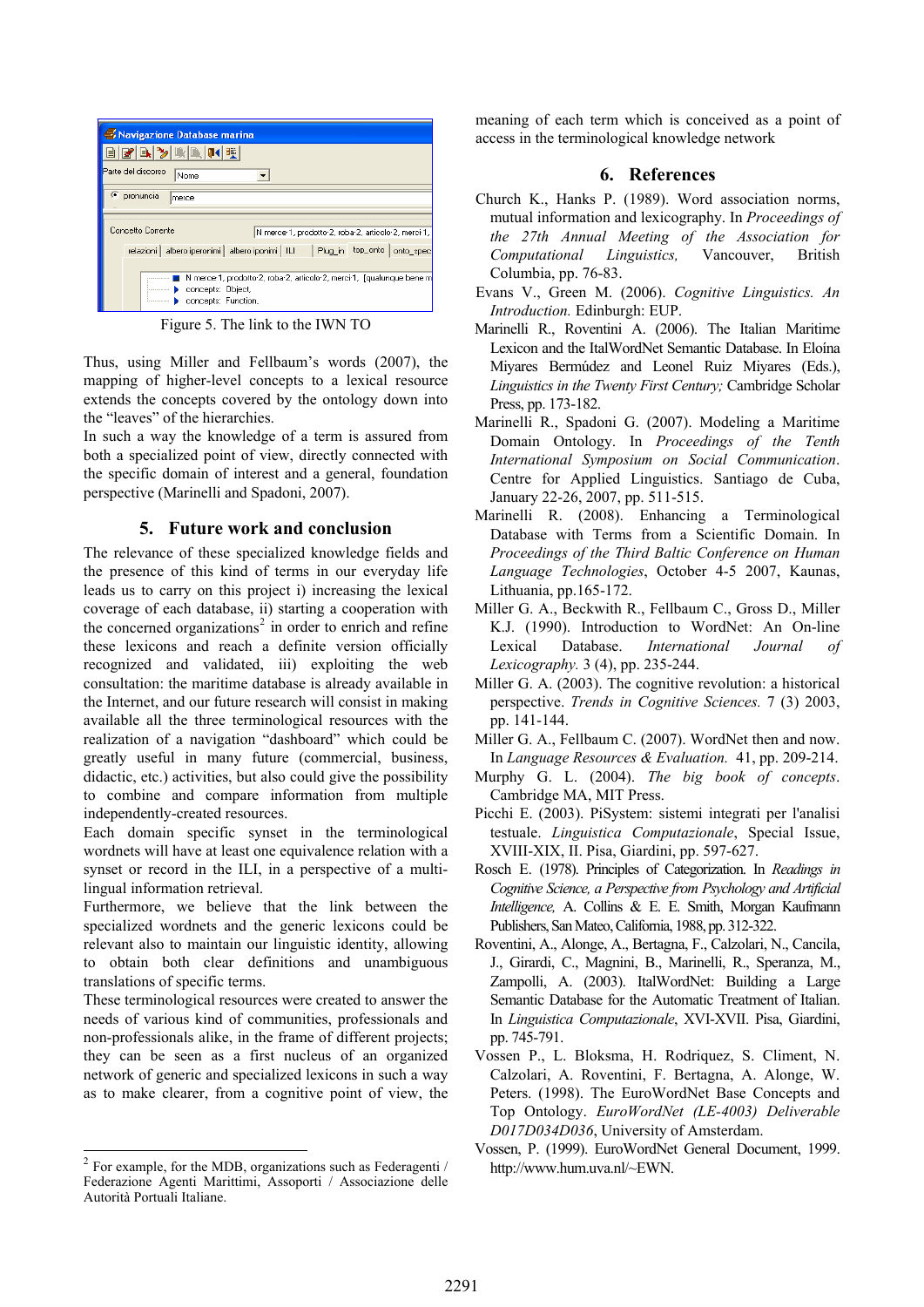Figure 5. The link to the IWN TO

Thus, using Miller and Fellbaum's words (2007), the mapping of higher-level concepts to a lexical resource extends the concepts covered by the ontology down into the "leaves" of the hierarchies.
In such a way the knowledge of a term is assured from both a specialized point of view, directly connected with the specific domain of interest and a general, foundation perspective (Marinelli and Spadoni, 2007).

## 5. Future work and conclusion

The relevance of these specialized knowledge fields and the presence of this kind of terms in our everyday life leads us to carry on this project i) increasing the lexical coverage of each database, ii) starting a cooperation with the concerned organizations[2] in order to enrich and refine these lexicons and reach a definite version officially recognized and validated, iii) exploiting the web consultation: the maritime database is already available in the Internet, and our future research will consist in making available all the three terminological resources with the realization of a navigation "dashboard" which could be greatly useful in many future (commercial, business, didactic, etc.) activities, but also could give the possibility to combine and compare information from multiple independently-created resources.
Each domain specific synset in the terminological wordnets will have at least one equivalence relation with a synset or record in the ILI, in a perspective of a multi-lingual information retrieval.
Furthermore, we believe that the link between the specialized wordnets and the generic lexicons could be relevant also to maintain our linguistic identity, allowing to obtain both clear definitions and unambiguous translations of specific terms.
These terminological resources were created to answer the needs of various kind of communities, professionals and non-professionals alike, in the frame of different projects; they can be seen as a first nucleus of an organized network of generic and specialized lexicons in such a way as to make clearer, from a cognitive point of view, the meaning of each term which is conceived as a point of access in the terminological knowledge network

[2] For example, for the MDB, organizations such as Federagenti / Federazione Agenti Marittimi, Assoporti / Associazione delle Autorità Portuali Italiane.

## 6. References

Church K., Hanks P. (1989). Word association norms, mutual information and lexicography. In *Proceedings of the 27th Annual Meeting of the Association for Computational Linguistics,* Vancouver, British Columbia, pp. 76-83.

Evans V., Green M. (2006). *Cognitive Linguistics. An Introduction.* Edinburgh: EUP.

Marinelli R., Roventini A. (2006). The Italian Maritime Lexicon and the ItalWordNet Semantic Database. In Eloína Miyares Bermúdez and Leonel Ruiz Miyares (Eds.), *Linguistics in the Twenty First Century;* Cambridge Scholar Press, pp. 173-182.

Marinelli R., Spadoni G. (2007). Modeling a Maritime Domain Ontology. In *Proceedings of the Tenth International Symposium on Social Communication*. Centre for Applied Linguistics. Santiago de Cuba, January 22-26, 2007, pp. 511-515.

Marinelli R. (2008). Enhancing a Terminological Database with Terms from a Scientific Domain. In *Proceedings of the Third Baltic Conference on Human Language Technologies*, October 4-5 2007, Kaunas, Lithuania, pp.165-172.

Miller G. A., Beckwith R., Fellbaum C., Gross D., Miller K.J. (1990). Introduction to WordNet: An On-line Lexical Database. *International Journal of Lexicography.* 3 (4), pp. 235-244.

Miller G. A. (2003). The cognitive revolution: a historical perspective. *Trends in Cognitive Sciences.* 7 (3) 2003, pp. 141-144.

Miller G. A., Fellbaum C. (2007). WordNet then and now. In *Language Resources & Evaluation.* 41, pp. 209-214.

Murphy G. L. (2004). *The big book of concepts*. Cambridge MA, MIT Press.

Picchi E. (2003). PiSystem: sistemi integrati per l'analisi testuale. *Linguistica Computazionale*, Special Issue, XVIII-XIX, II. Pisa, Giardini, pp. 597-627.

Rosch E. (1978). Principles of Categorization. In *Readings in Cognitive Science, a Perspective from Psychology and Artificial Intelligence,* A. Collins & E. E. Smith, Morgan Kaufmann Publishers, San Mateo, California, 1988, pp. 312-322.

Roventini, A., Alonge, A., Bertagna, F., Calzolari, N., Cancila, J., Girardi, C., Magnini, B., Marinelli, R., Speranza, M., Zampolli, A. (2003). ItalWordNet: Building a Large Semantic Database for the Automatic Treatment of Italian. In *Linguistica Computazionale*, XVI-XVII. Pisa, Giardini, pp. 745-791.

Vossen P., L. Bloksma, H. Rodriquez, S. Climent, N. Calzolari, A. Roventini, F. Bertagna, A. Alonge, W. Peters. (1998). The EuroWordNet Base Concepts and Top Ontology. *EuroWordNet (LE-4003) Deliverable D017D034D036*, University of Amsterdam.

Vossen, P. (1999). EuroWordNet General Document, 1999. http://www.hum.uva.nl/~EWN.